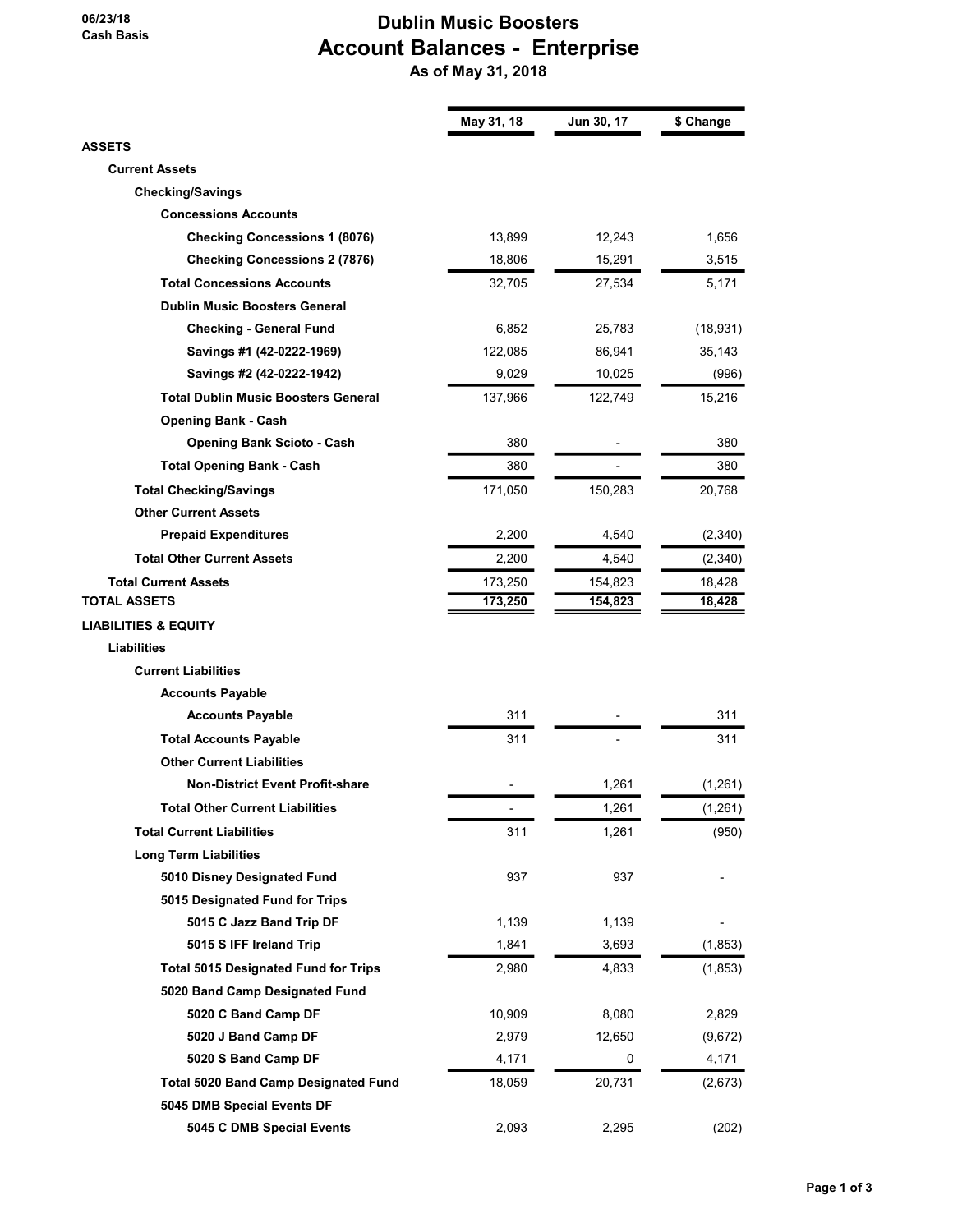**06/23/18**
**Cash Basis**

# Dublin Music Boosters
## Account Balances - Enterprise
### As of May 31, 2018

| | May 31, 18 | Jun 30, 17 | $ Change |
|---|---|---|---|
| **ASSETS** | | | |
| **Current Assets** | | | |
| **Checking/Savings** | | | |
| **Concessions Accounts** | | | |
| **Checking Concessions 1 (8076)** | 13,899 | 12,243 | 1,656 |
| **Checking Concessions 2 (7876)** | 18,806 | 15,291 | 3,515 |
| **Total Concessions Accounts** | 32,705 | 27,534 | 5,171 |
| **Dublin Music Boosters General** | | | |
| **Checking - General Fund** | 6,852 | 25,783 | (18,931) |
| **Savings #1 (42-0222-1969)** | 122,085 | 86,941 | 35,143 |
| **Savings #2 (42-0222-1942)** | 9,029 | 10,025 | (996) |
| **Total Dublin Music Boosters General** | 137,966 | 122,749 | 15,216 |
| **Opening Bank - Cash** | | | |
| **Opening Bank Scioto - Cash** | 380 | - | 380 |
| **Total Opening Bank - Cash** | 380 | - | 380 |
| **Total Checking/Savings** | 171,050 | 150,283 | 20,768 |
| **Other Current Assets** | | | |
| **Prepaid Expenditures** | 2,200 | 4,540 | (2,340) |
| **Total Other Current Assets** | 2,200 | 4,540 | (2,340) |
| **Total Current Assets** | 173,250 | 154,823 | 18,428 |
| **TOTAL ASSETS** | 173,250 | 154,823 | 18,428 |
| **LIABILITIES & EQUITY** | | | |
| **Liabilities** | | | |
| **Current Liabilities** | | | |
| **Accounts Payable** | | | |
| **Accounts Payable** | 311 | - | 311 |
| **Total Accounts Payable** | 311 | - | 311 |
| **Other Current Liabilities** | | | |
| **Non-District Event Profit-share** | - | 1,261 | (1,261) |
| **Total Other Current Liabilities** | - | 1,261 | (1,261) |
| **Total Current Liabilities** | 311 | 1,261 | (950) |
| **Long Term Liabilities** | | | |
| **5010 Disney Designated Fund** | 937 | 937 | - |
| **5015 Designated Fund for Trips** | | | |
| **5015 C Jazz Band Trip DF** | 1,139 | 1,139 | - |
| **5015 S IFF Ireland Trip** | 1,841 | 3,693 | (1,853) |
| **Total 5015 Designated Fund for Trips** | 2,980 | 4,833 | (1,853) |
| **5020 Band Camp Designated Fund** | | | |
| **5020 C Band Camp DF** | 10,909 | 8,080 | 2,829 |
| **5020 J Band Camp DF** | 2,979 | 12,650 | (9,672) |
| **5020 S Band Camp DF** | 4,171 | 0 | 4,171 |
| **Total 5020 Band Camp Designated Fund** | 18,059 | 20,731 | (2,673) |
| **5045 DMB Special Events DF** | | | |
| **5045 C DMB Special Events** | 2,093 | 2,295 | (202) |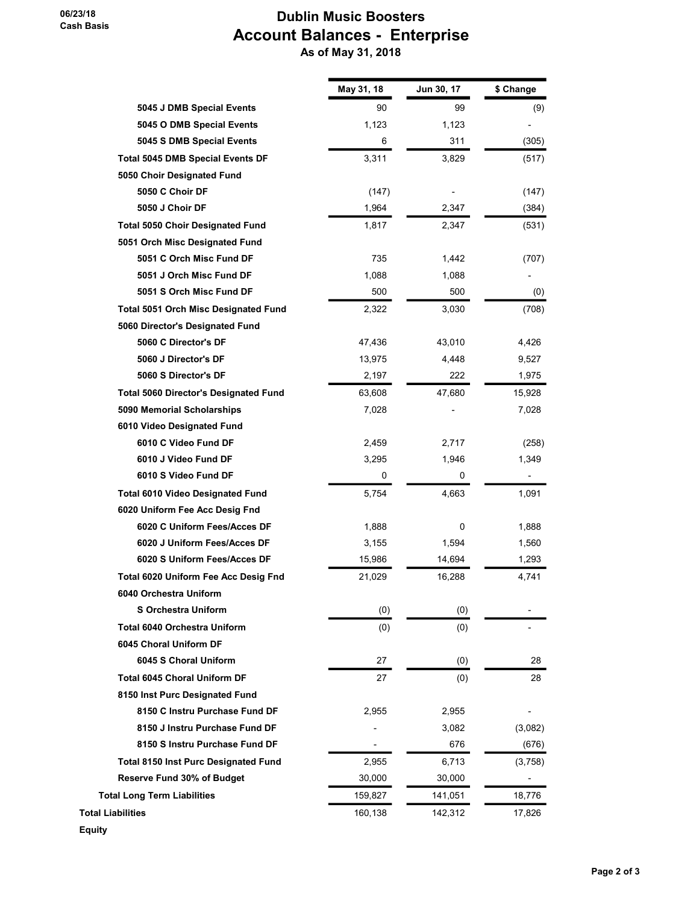06/23/18
Cash Basis

# Dublin Music Boosters
## Account Balances - Enterprise
### As of May 31, 2018

| | May 31, 18 | Jun 30, 17 | $ Change |
|---|---|---|---|
| 5045 J DMB Special Events | 90 | 99 | (9) |
| 5045 O DMB Special Events | 1,123 | 1,123 | - |
| 5045 S DMB Special Events | 6 | 311 | (305) |
| Total 5045 DMB Special Events DF | 3,311 | 3,829 | (517) |
| 5050 Choir Designated Fund | | | |
| 5050 C Choir DF | (147) | - | (147) |
| 5050 J Choir DF | 1,964 | 2,347 | (384) |
| Total 5050 Choir Designated Fund | 1,817 | 2,347 | (531) |
| 5051 Orch Misc Designated Fund | | | |
| 5051 C Orch Misc Fund DF | 735 | 1,442 | (707) |
| 5051 J Orch Misc Fund DF | 1,088 | 1,088 | - |
| 5051 S Orch Misc Fund DF | 500 | 500 | (0) |
| Total 5051 Orch Misc Designated Fund | 2,322 | 3,030 | (708) |
| 5060 Director's Designated Fund | | | |
| 5060 C Director's DF | 47,436 | 43,010 | 4,426 |
| 5060 J Director's DF | 13,975 | 4,448 | 9,527 |
| 5060 S Director's DF | 2,197 | 222 | 1,975 |
| Total 5060 Director's Designated Fund | 63,608 | 47,680 | 15,928 |
| 5090 Memorial Scholarships | 7,028 | - | 7,028 |
| 6010 Video Designated Fund | | | |
| 6010 C Video Fund DF | 2,459 | 2,717 | (258) |
| 6010 J Video Fund DF | 3,295 | 1,946 | 1,349 |
| 6010 S Video Fund DF | 0 | 0 | - |
| Total 6010 Video Designated Fund | 5,754 | 4,663 | 1,091 |
| 6020 Uniform Fee Acc Desig Fnd | | | |
| 6020 C Uniform Fees/Acces DF | 1,888 | 0 | 1,888 |
| 6020 J Uniform Fees/Acces DF | 3,155 | 1,594 | 1,560 |
| 6020 S Uniform Fees/Acces DF | 15,986 | 14,694 | 1,293 |
| Total 6020 Uniform Fee Acc Desig Fnd | 21,029 | 16,288 | 4,741 |
| 6040 Orchestra Uniform | | | |
| S Orchestra Uniform | (0) | (0) | - |
| Total 6040 Orchestra Uniform | (0) | (0) | - |
| 6045 Choral Uniform DF | | | |
| 6045 S Choral Uniform | 27 | (0) | 28 |
| Total 6045 Choral Uniform DF | 27 | (0) | 28 |
| 8150 Inst Purc Designated Fund | | | |
| 8150 C Instru Purchase Fund DF | 2,955 | 2,955 | - |
| 8150 J Instru Purchase Fund DF | - | 3,082 | (3,082) |
| 8150 S Instru Purchase Fund DF | - | 676 | (676) |
| Total 8150 Inst Purc Designated Fund | 2,955 | 6,713 | (3,758) |
| Reserve Fund 30% of Budget | 30,000 | 30,000 | - |
| Total Long Term Liabilities | 159,827 | 141,051 | 18,776 |
| Total Liabilities | 160,138 | 142,312 | 17,826 |
| Equity | | | |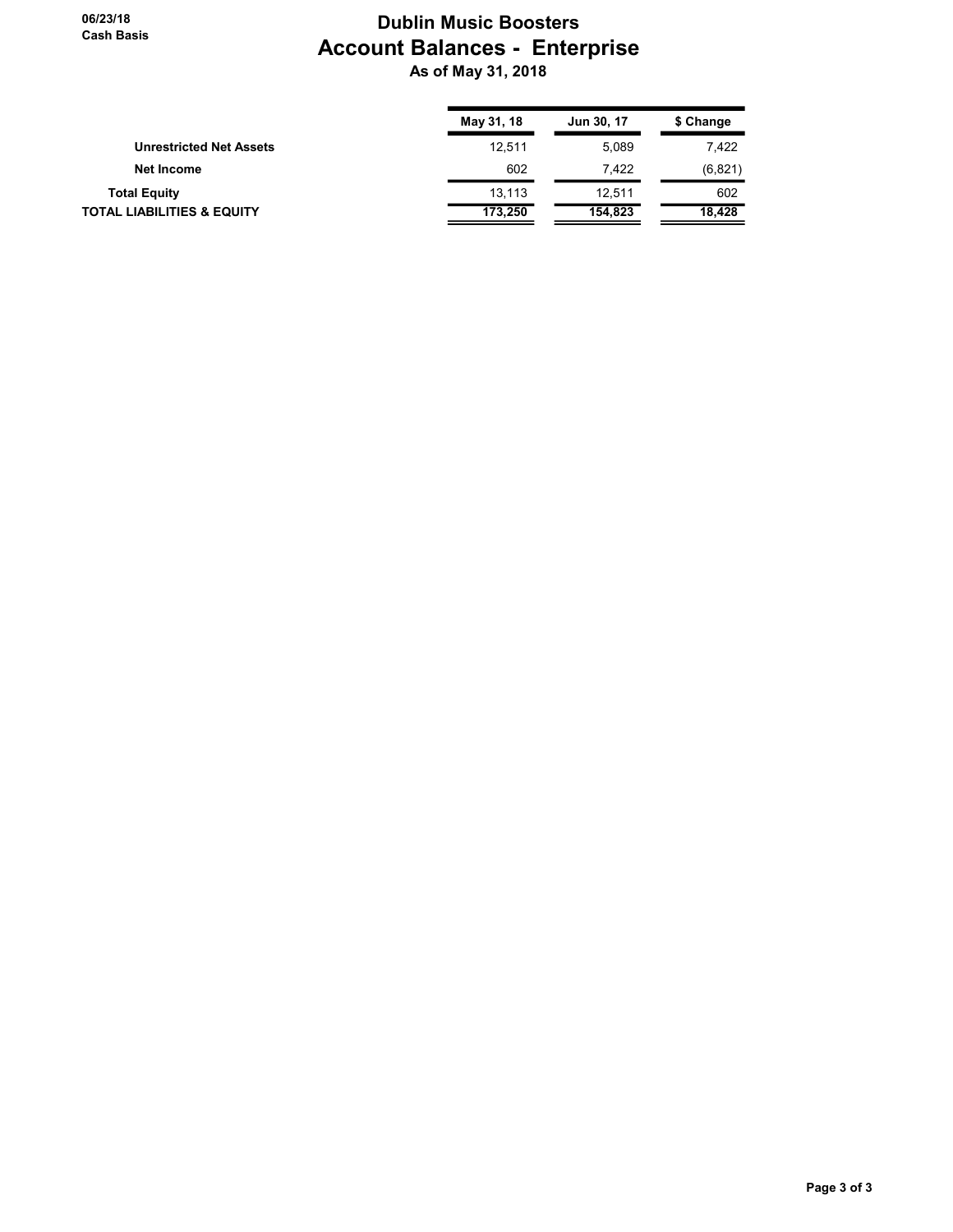06/23/18
Cash Basis

# Dublin Music Boosters
## Account Balances - Enterprise
### As of May 31, 2018

| | May 31, 18 | Jun 30, 17 | $ Change |
|---|---|---|---|
| Unrestricted Net Assets | 12,511 | 5,089 | 7,422 |
| Net Income | 602 | 7,422 | (6,821) |
| **Total Equity** | 13,113 | 12,511 | 602 |
| **TOTAL LIABILITIES & EQUITY** | 173,250 | 154,823 | 18,428 |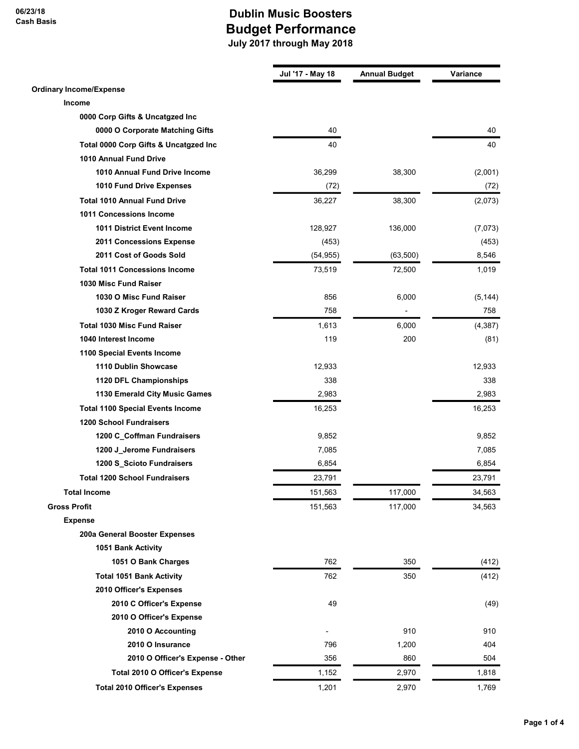06/23/18
Cash Basis

# Dublin Music Boosters
## Budget Performance
### July 2017 through May 2018

| | Jul '17 - May 18 | Annual Budget | Variance |
|---|---|---|---|
| **Ordinary Income/Expense** | | | |
| **Income** | | | |
| **0000 Corp Gifts & Uncatgzed Inc** | | | |
| **0000 O Corporate Matching Gifts** | 40 | | 40 |
| **Total 0000 Corp Gifts & Uncatgzed Inc** | 40 | | 40 |
| **1010 Annual Fund Drive** | | | |
| **1010 Annual Fund Drive Income** | 36,299 | 38,300 | (2,001) |
| **1010 Fund Drive Expenses** | (72) | | (72) |
| **Total 1010 Annual Fund Drive** | 36,227 | 38,300 | (2,073) |
| **1011 Concessions Income** | | | |
| **1011 District Event Income** | 128,927 | 136,000 | (7,073) |
| **2011 Concessions Expense** | (453) | | (453) |
| **2011 Cost of Goods Sold** | (54,955) | (63,500) | 8,546 |
| **Total 1011 Concessions Income** | 73,519 | 72,500 | 1,019 |
| **1030 Misc Fund Raiser** | | | |
| **1030 O Misc Fund Raiser** | 856 | 6,000 | (5,144) |
| **1030 Z Kroger Reward Cards** | 758 | - | 758 |
| **Total 1030 Misc Fund Raiser** | 1,613 | 6,000 | (4,387) |
| **1040 Interest Income** | 119 | 200 | (81) |
| **1100 Special Events Income** | | | |
| **1110 Dublin Showcase** | 12,933 | | 12,933 |
| **1120 DFL Championships** | 338 | | 338 |
| **1130 Emerald City Music Games** | 2,983 | | 2,983 |
| **Total 1100 Special Events Income** | 16,253 | | 16,253 |
| **1200 School Fundraisers** | | | |
| **1200 C_Coffman Fundraisers** | 9,852 | | 9,852 |
| **1200 J_Jerome Fundraisers** | 7,085 | | 7,085 |
| **1200 S_Scioto Fundraisers** | 6,854 | | 6,854 |
| **Total 1200 School Fundraisers** | 23,791 | | 23,791 |
| **Total Income** | 151,563 | 117,000 | 34,563 |
| **Gross Profit** | 151,563 | 117,000 | 34,563 |
| **Expense** | | | |
| **200a General Booster Expenses** | | | |
| **1051 Bank Activity** | | | |
| **1051 O Bank Charges** | 762 | 350 | (412) |
| **Total 1051 Bank Activity** | 762 | 350 | (412) |
| **2010 Officer's Expenses** | | | |
| **2010 C Officer's Expense** | 49 | | (49) |
| **2010 O Officer's Expense** | | | |
| **2010 O Accounting** | - | 910 | 910 |
| **2010 O Insurance** | 796 | 1,200 | 404 |
| **2010 O Officer's Expense - Other** | 356 | 860 | 504 |
| **Total 2010 O Officer's Expense** | 1,152 | 2,970 | 1,818 |
| **Total 2010 Officer's Expenses** | 1,201 | 2,970 | 1,769 |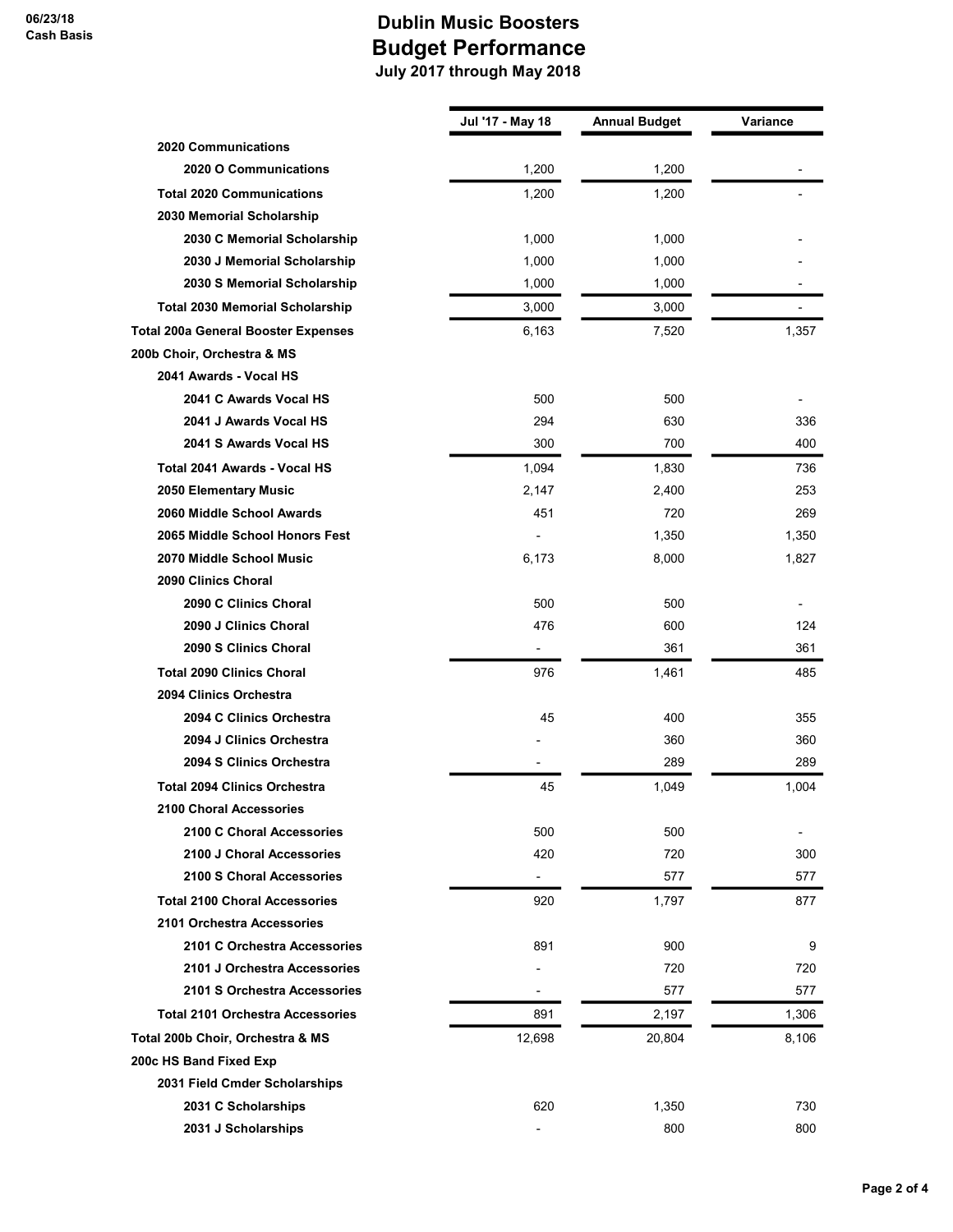# Dublin Music Boosters
## Budget Performance
### July 2017 through May 2018

06/23/18
Cash Basis

| | Jul '17 - May 18 | Annual Budget | Variance |
|---|---|---|---|
| **2020 Communications** | | | |
| **2020 O Communications** | 1,200 | 1,200 | - |
| **Total 2020 Communications** | 1,200 | 1,200 | - |
| **2030 Memorial Scholarship** | | | |
| **2030 C Memorial Scholarship** | 1,000 | 1,000 | - |
| **2030 J Memorial Scholarship** | 1,000 | 1,000 | - |
| **2030 S Memorial Scholarship** | 1,000 | 1,000 | - |
| **Total 2030 Memorial Scholarship** | 3,000 | 3,000 | - |
| **Total 200a General Booster Expenses** | 6,163 | 7,520 | 1,357 |
| **200b Choir, Orchestra & MS** | | | |
| **2041 Awards - Vocal HS** | | | |
| **2041 C Awards Vocal HS** | 500 | 500 | - |
| **2041 J Awards Vocal HS** | 294 | 630 | 336 |
| **2041 S Awards Vocal HS** | 300 | 700 | 400 |
| **Total 2041 Awards - Vocal HS** | 1,094 | 1,830 | 736 |
| **2050 Elementary Music** | 2,147 | 2,400 | 253 |
| **2060 Middle School Awards** | 451 | 720 | 269 |
| **2065 Middle School Honors Fest** | - | 1,350 | 1,350 |
| **2070 Middle School Music** | 6,173 | 8,000 | 1,827 |
| **2090 Clinics Choral** | | | |
| **2090 C Clinics Choral** | 500 | 500 | - |
| **2090 J Clinics Choral** | 476 | 600 | 124 |
| **2090 S Clinics Choral** | - | 361 | 361 |
| **Total 2090 Clinics Choral** | 976 | 1,461 | 485 |
| **2094 Clinics Orchestra** | | | |
| **2094 C Clinics Orchestra** | 45 | 400 | 355 |
| **2094 J Clinics Orchestra** | - | 360 | 360 |
| **2094 S Clinics Orchestra** | - | 289 | 289 |
| **Total 2094 Clinics Orchestra** | 45 | 1,049 | 1,004 |
| **2100 Choral Accessories** | | | |
| **2100 C Choral Accessories** | 500 | 500 | - |
| **2100 J Choral Accessories** | 420 | 720 | 300 |
| **2100 S Choral Accessories** | - | 577 | 577 |
| **Total 2100 Choral Accessories** | 920 | 1,797 | 877 |
| **2101 Orchestra Accessories** | | | |
| **2101 C Orchestra Accessories** | 891 | 900 | 9 |
| **2101 J Orchestra Accessories** | - | 720 | 720 |
| **2101 S Orchestra Accessories** | - | 577 | 577 |
| **Total 2101 Orchestra Accessories** | 891 | 2,197 | 1,306 |
| **Total 200b Choir, Orchestra & MS** | 12,698 | 20,804 | 8,106 |
| **200c HS Band Fixed Exp** | | | |
| **2031 Field Cmder Scholarships** | | | |
| **2031 C Scholarships** | 620 | 1,350 | 730 |
| **2031 J Scholarships** | - | 800 | 800 |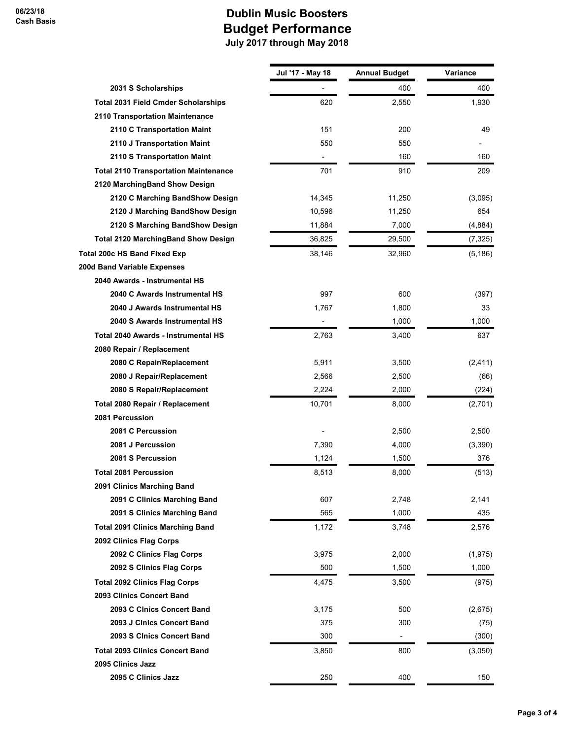# Dublin Music Boosters
## Budget Performance
### July 2017 through May 2018

06/23/18
Cash Basis

| | Jul '17 - May 18 | Annual Budget | Variance |
|---|---|---|---|
| 2031 S Scholarships | - | 400 | 400 |
| Total 2031 Field Cmder Scholarships | 620 | 2,550 | 1,930 |
| 2110 Transportation Maintenance | | | |
| 2110 C Transportation Maint | 151 | 200 | 49 |
| 2110 J Transportation Maint | 550 | 550 | - |
| 2110 S Transportation Maint | - | 160 | 160 |
| Total 2110 Transportation Maintenance | 701 | 910 | 209 |
| 2120 MarchingBand Show Design | | | |
| 2120 C Marching BandShow Design | 14,345 | 11,250 | (3,095) |
| 2120 J Marching BandShow Design | 10,596 | 11,250 | 654 |
| 2120 S Marching BandShow Design | 11,884 | 7,000 | (4,884) |
| Total 2120 MarchingBand Show Design | 36,825 | 29,500 | (7,325) |
| Total 200c HS Band Fixed Exp | 38,146 | 32,960 | (5,186) |
| 200d Band Variable Expenses | | | |
| 2040 Awards - Instrumental HS | | | |
| 2040 C Awards Instrumental HS | 997 | 600 | (397) |
| 2040 J Awards Instrumental HS | 1,767 | 1,800 | 33 |
| 2040 S Awards Instrumental HS | - | 1,000 | 1,000 |
| Total 2040 Awards - Instrumental HS | 2,763 | 3,400 | 637 |
| 2080 Repair / Replacement | | | |
| 2080 C Repair/Replacement | 5,911 | 3,500 | (2,411) |
| 2080 J Repair/Replacement | 2,566 | 2,500 | (66) |
| 2080 S Repair/Replacement | 2,224 | 2,000 | (224) |
| Total 2080 Repair / Replacement | 10,701 | 8,000 | (2,701) |
| 2081 Percussion | | | |
| 2081 C Percussion | - | 2,500 | 2,500 |
| 2081 J Percussion | 7,390 | 4,000 | (3,390) |
| 2081 S Percussion | 1,124 | 1,500 | 376 |
| Total 2081 Percussion | 8,513 | 8,000 | (513) |
| 2091 Clinics Marching Band | | | |
| 2091 C Clinics Marching Band | 607 | 2,748 | 2,141 |
| 2091 S Clinics Marching Band | 565 | 1,000 | 435 |
| Total 2091 Clinics Marching Band | 1,172 | 3,748 | 2,576 |
| 2092 Clinics Flag Corps | | | |
| 2092 C Clinics Flag Corps | 3,975 | 2,000 | (1,975) |
| 2092 S Clinics Flag Corps | 500 | 1,500 | 1,000 |
| Total 2092 Clinics Flag Corps | 4,475 | 3,500 | (975) |
| 2093 Clinics Concert Band | | | |
| 2093 C Clnics Concert Band | 3,175 | 500 | (2,675) |
| 2093 J Clnics Concert Band | 375 | 300 | (75) |
| 2093 S Clnics Concert Band | 300 | - | (300) |
| Total 2093 Clinics Concert Band | 3,850 | 800 | (3,050) |
| 2095 Clinics Jazz | | | |
| 2095 C Clinics Jazz | 250 | 400 | 150 |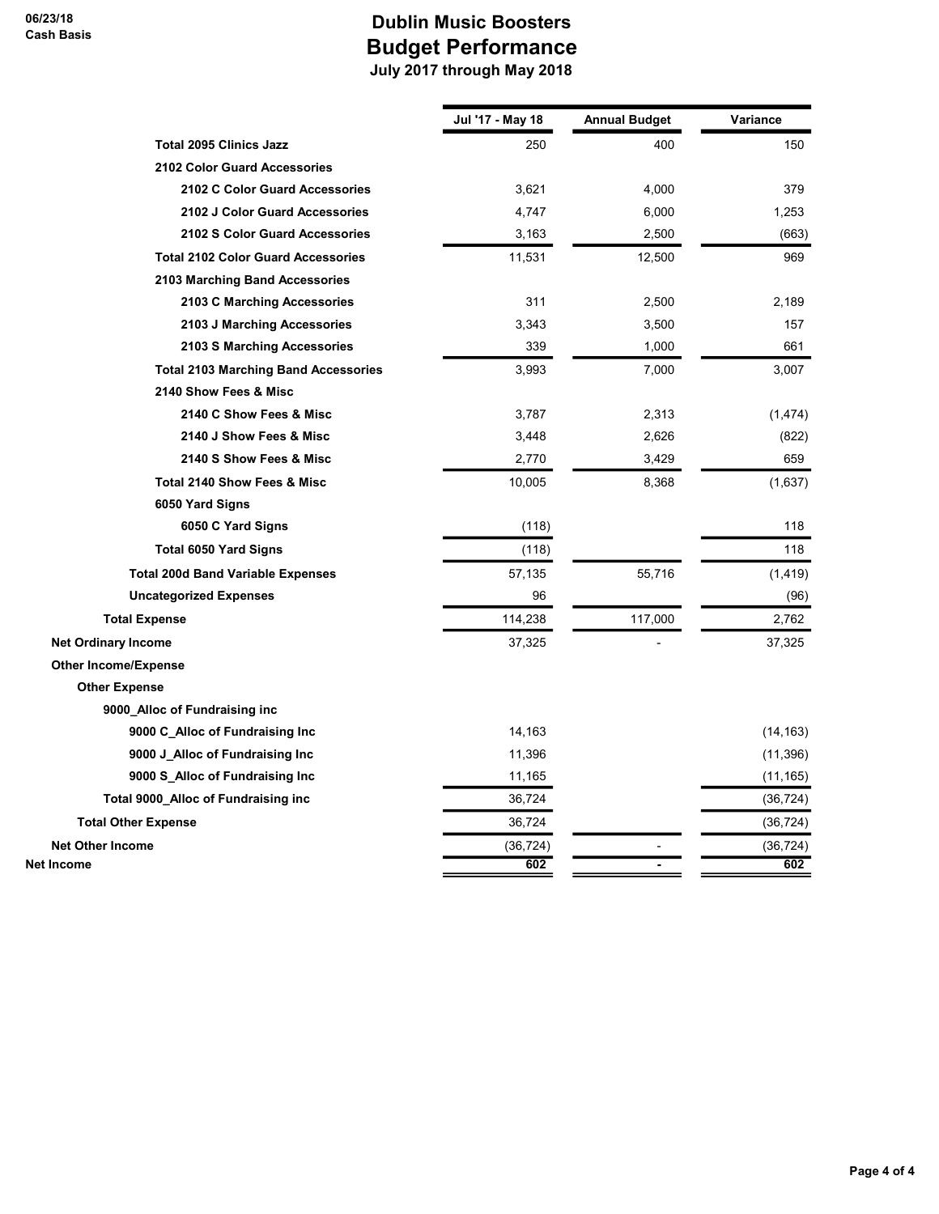06/23/18

Cash Basis

# Dublin Music Boosters
## Budget Performance
### July 2017 through May 2018

| | Jul '17 - May 18 | Annual Budget | Variance |
|---|---|---|---|
| **Total 2095 Clinics Jazz** | 250 | 400 | 150 |
| **2102 Color Guard Accessories** | | | |
| **2102 C Color Guard Accessories** | 3,621 | 4,000 | 379 |
| **2102 J Color Guard Accessories** | 4,747 | 6,000 | 1,253 |
| **2102 S Color Guard Accessories** | 3,163 | 2,500 | (663) |
| **Total 2102 Color Guard Accessories** | 11,531 | 12,500 | 969 |
| **2103 Marching Band Accessories** | | | |
| **2103 C Marching Accessories** | 311 | 2,500 | 2,189 |
| **2103 J Marching Accessories** | 3,343 | 3,500 | 157 |
| **2103 S Marching Accessories** | 339 | 1,000 | 661 |
| **Total 2103 Marching Band Accessories** | 3,993 | 7,000 | 3,007 |
| **2140 Show Fees & Misc** | | | |
| **2140 C Show Fees & Misc** | 3,787 | 2,313 | (1,474) |
| **2140 J Show Fees & Misc** | 3,448 | 2,626 | (822) |
| **2140 S Show Fees & Misc** | 2,770 | 3,429 | 659 |
| **Total 2140 Show Fees & Misc** | 10,005 | 8,368 | (1,637) |
| **6050 Yard Signs** | | | |
| **6050 C Yard Signs** | (118) | | 118 |
| **Total 6050 Yard Signs** | (118) | | 118 |
| **Total 200d Band Variable Expenses** | 57,135 | 55,716 | (1,419) |
| **Uncategorized Expenses** | 96 | | (96) |
| **Total Expense** | 114,238 | 117,000 | 2,762 |
| **Net Ordinary Income** | 37,325 | - | 37,325 |
| **Other Income/Expense** | | | |
| **Other Expense** | | | |
| **9000_Alloc of Fundraising inc** | | | |
| **9000 C_Alloc of Fundraising Inc** | 14,163 | | (14,163) |
| **9000 J_Alloc of Fundraising Inc** | 11,396 | | (11,396) |
| **9000 S_Alloc of Fundraising Inc** | 11,165 | | (11,165) |
| **Total 9000_Alloc of Fundraising inc** | 36,724 | | (36,724) |
| **Total Other Expense** | 36,724 | | (36,724) |
| **Net Other Income** | (36,724) | - | (36,724) |
| **Net Income** | **602** | **-** | **602** |